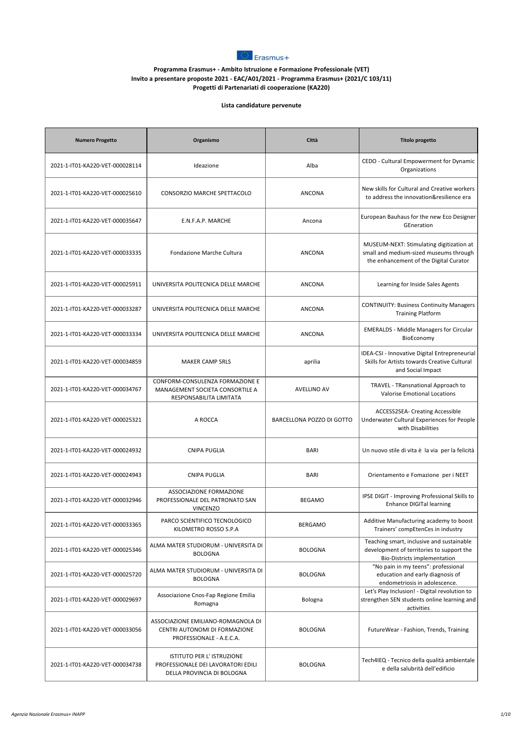Erasmus+

**Programma Erasmus+ - Ambito Istruzione e Formazione Professionale (VET)**
**Invito a presentare proposte 2021 - EAC/A01/2021 - Programma Erasmus+ (2021/C 103/11)**
**Progetti di Partenariati di cooperazione (KA220)**

**Lista candidature pervenute**

| Numero Progetto | Organismo | Città | Titolo progetto |
|---|---|---|---|
| 2021-1-IT01-KA220-VET-000028114 | Ideazione | Alba | CEDO - Cultural Empowerment for Dynamic Organizations |
| 2021-1-IT01-KA220-VET-000025610 | CONSORZIO MARCHE SPETTACOLO | ANCONA | New skills for Cultural and Creative workers to address the innovation&resilience era |
| 2021-1-IT01-KA220-VET-000035647 | E.N.F.A.P. MARCHE | Ancona | European Bauhaus for the new Eco Designer GEneration |
| 2021-1-IT01-KA220-VET-000033335 | Fondazione Marche Cultura | ANCONA | MUSEUM-NEXT: Stimulating digitization at small and medium-sized museums through the enhancement of the Digital Curator |
| 2021-1-IT01-KA220-VET-000025911 | UNIVERSITA POLITECNICA DELLE MARCHE | ANCONA | Learning for Inside Sales Agents |
| 2021-1-IT01-KA220-VET-000033287 | UNIVERSITA POLITECNICA DELLE MARCHE | ANCONA | CONTINUITY: Business Continuity Managers Training Platform |
| 2021-1-IT01-KA220-VET-000033334 | UNIVERSITA POLITECNICA DELLE MARCHE | ANCONA | EMERALDS - Middle Managers for Circular BioEconomy |
| 2021-1-IT01-KA220-VET-000034859 | MAKER CAMP SRLS | aprilia | IDEA-CSI - Innovative Digital Entrepreneurial Skills for Artists towards Creative Cultural and Social Impact |
| 2021-1-IT01-KA220-VET-000034767 | CONFORM-CONSULENZA FORMAZIONE E MANAGEMENT SOCIETA CONSORTILE A RESPONSABILITA LIMITATA | AVELLINO AV | TRAVEL - TRansnational Approach to Valorise Emotional Locations |
| 2021-1-IT01-KA220-VET-000025321 | A ROCCA | BARCELLONA POZZO DI GOTTO | ACCESS2SEA- Creating Accessible Underwater Cultural Experiences for People with Disabilities |
| 2021-1-IT01-KA220-VET-000024932 | CNIPA PUGLIA | BARI | Un nuovo stile di vita è la via per la felicità |
| 2021-1-IT01-KA220-VET-000024943 | CNIPA PUGLIA | BARI | Orientamento e Fomazione per i NEET |
| 2021-1-IT01-KA220-VET-000032946 | ASSOCIAZIONE FORMAZIONE PROFESSIONALE DEL PATRONATO SAN VINCENZO | BEGAMO | IPSE DIGIT - Improving Professional Skills to Enhance DIGITal learning |
| 2021-1-IT01-KA220-VET-000033365 | PARCO SCIENTIFICO TECNOLOGICO KILOMETRO ROSSO S.P.A | BERGAMO | Additive Manufacturing academy to boost Trainers' compEtenCes in industry |
| 2021-1-IT01-KA220-VET-000025346 | ALMA MATER STUDIORUM - UNIVERSITA DI BOLOGNA | BOLOGNA | Teaching smart, inclusive and sustainable development of territories to support the Bio-Districts implementation |
| 2021-1-IT01-KA220-VET-000025720 | ALMA MATER STUDIORUM - UNIVERSITA DI BOLOGNA | BOLOGNA | "No pain in my teens": professional education and early diagnosis of endometriosis in adolescence. |
| 2021-1-IT01-KA220-VET-000029697 | Associazione Cnos-Fap Regione Emilia Romagna | Bologna | Let's Play Inclusion! - Digital revolution to strengthen SEN students online learning and activities |
| 2021-1-IT01-KA220-VET-000033056 | ASSOCIAZIONE EMILIANO-ROMAGNOLA DI CENTRI AUTONOMI DI FORMAZIONE PROFESSIONALE - A.E.C.A. | BOLOGNA | FutureWear - Fashion, Trends, Training |
| 2021-1-IT01-KA220-VET-000034738 | ISTITUTO PER L' ISTRUZIONE PROFESSIONALE DEI LAVORATORI EDILI DELLA PROVINCIA DI BOLOGNA | BOLOGNA | Tech4IEQ - Tecnico della qualità ambientale e della salubrità dell'edificio |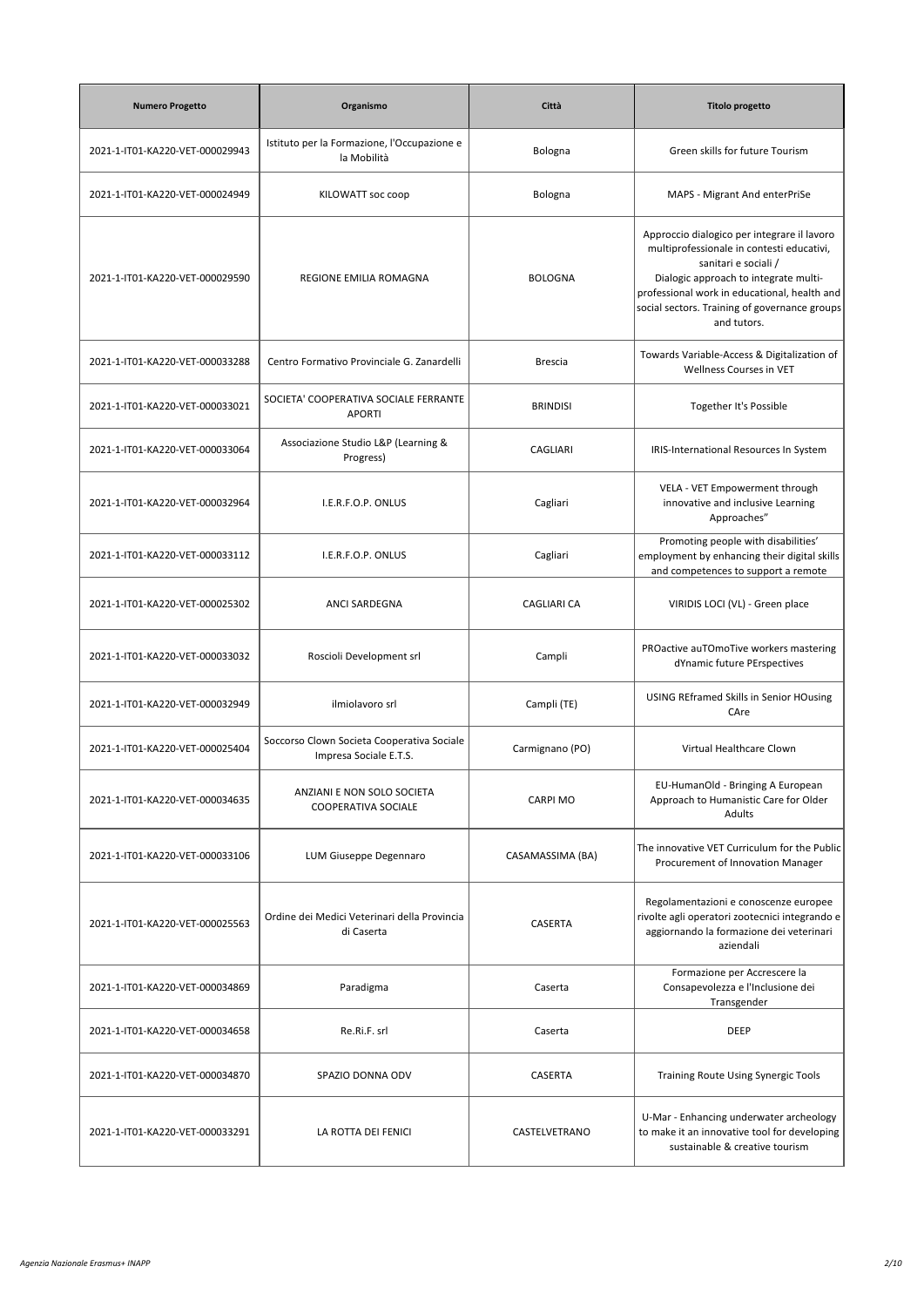| Numero Progetto | Organismo | Città | Titolo progetto |
|---|---|---|---|
| 2021-1-IT01-KA220-VET-000029943 | Istituto per la Formazione, l'Occupazione e la Mobilità | Bologna | Green skills for future Tourism |
| 2021-1-IT01-KA220-VET-000024949 | KILOWATT soc coop | Bologna | MAPS - Migrant And enterPriSe |
| 2021-1-IT01-KA220-VET-000029590 | REGIONE EMILIA ROMAGNA | BOLOGNA | Approccio dialogico per integrare il lavoro multiprofessionale in contesti educativi, sanitari e sociali / Dialogic approach to integrate multi-professional work in educational, health and social sectors. Training of governance groups and tutors. |
| 2021-1-IT01-KA220-VET-000033288 | Centro Formativo Provinciale G. Zanardelli | Brescia | Towards Variable-Access & Digitalization of Wellness Courses in VET |
| 2021-1-IT01-KA220-VET-000033021 | SOCIETA' COOPERATIVA SOCIALE FERRANTE APORTI | BRINDISI | Together It's Possible |
| 2021-1-IT01-KA220-VET-000033064 | Associazione Studio L&P (Learning & Progress) | CAGLIARI | IRIS-International Resources In System |
| 2021-1-IT01-KA220-VET-000032964 | I.E.R.F.O.P. ONLUS | Cagliari | VELA - VET Empowerment through innovative and inclusive Learning Approaches" |
| 2021-1-IT01-KA220-VET-000033112 | I.E.R.F.O.P. ONLUS | Cagliari | Promoting people with disabilities' employment by enhancing their digital skills and competences to support a remote |
| 2021-1-IT01-KA220-VET-000025302 | ANCI SARDEGNA | CAGLIARI CA | VIRIDIS LOCI (VL) - Green place |
| 2021-1-IT01-KA220-VET-000033032 | Roscioli Development srl | Campli | PROactive auTOmoTive workers mastering dYnamic future PErspectives |
| 2021-1-IT01-KA220-VET-000032949 | ilmiolavoro srl | Campli (TE) | USING REframed Skills in Senior HOusing CAre |
| 2021-1-IT01-KA220-VET-000025404 | Soccorso Clown Societa Cooperativa Sociale Impresa Sociale E.T.S. | Carmignano (PO) | Virtual Healthcare Clown |
| 2021-1-IT01-KA220-VET-000034635 | ANZIANI E NON SOLO SOCIETA COOPERATIVA SOCIALE | CARPI MO | EU-HumanOld - Bringing A European Approach to Humanistic Care for Older Adults |
| 2021-1-IT01-KA220-VET-000033106 | LUM Giuseppe Degennaro | CASAMASSIMA (BA) | The innovative VET Curriculum for the Public Procurement of Innovation Manager |
| 2021-1-IT01-KA220-VET-000025563 | Ordine dei Medici Veterinari della Provincia di Caserta | CASERTA | Regolamentazioni e conoscenze europee rivolte agli operatori zootecnici integrando e aggiornando la formazione dei veterinari aziendali |
| 2021-1-IT01-KA220-VET-000034869 | Paradigma | Caserta | Formazione per Accrescere la Consapevolezza e l'Inclusione dei Transgender |
| 2021-1-IT01-KA220-VET-000034658 | Re.Ri.F. srl | Caserta | DEEP |
| 2021-1-IT01-KA220-VET-000034870 | SPAZIO DONNA ODV | CASERTA | Training Route Using Synergic Tools |
| 2021-1-IT01-KA220-VET-000033291 | LA ROTTA DEI FENICI | CASTELVETRANO | U-Mar - Enhancing underwater archeology to make it an innovative tool for developing sustainable & creative tourism |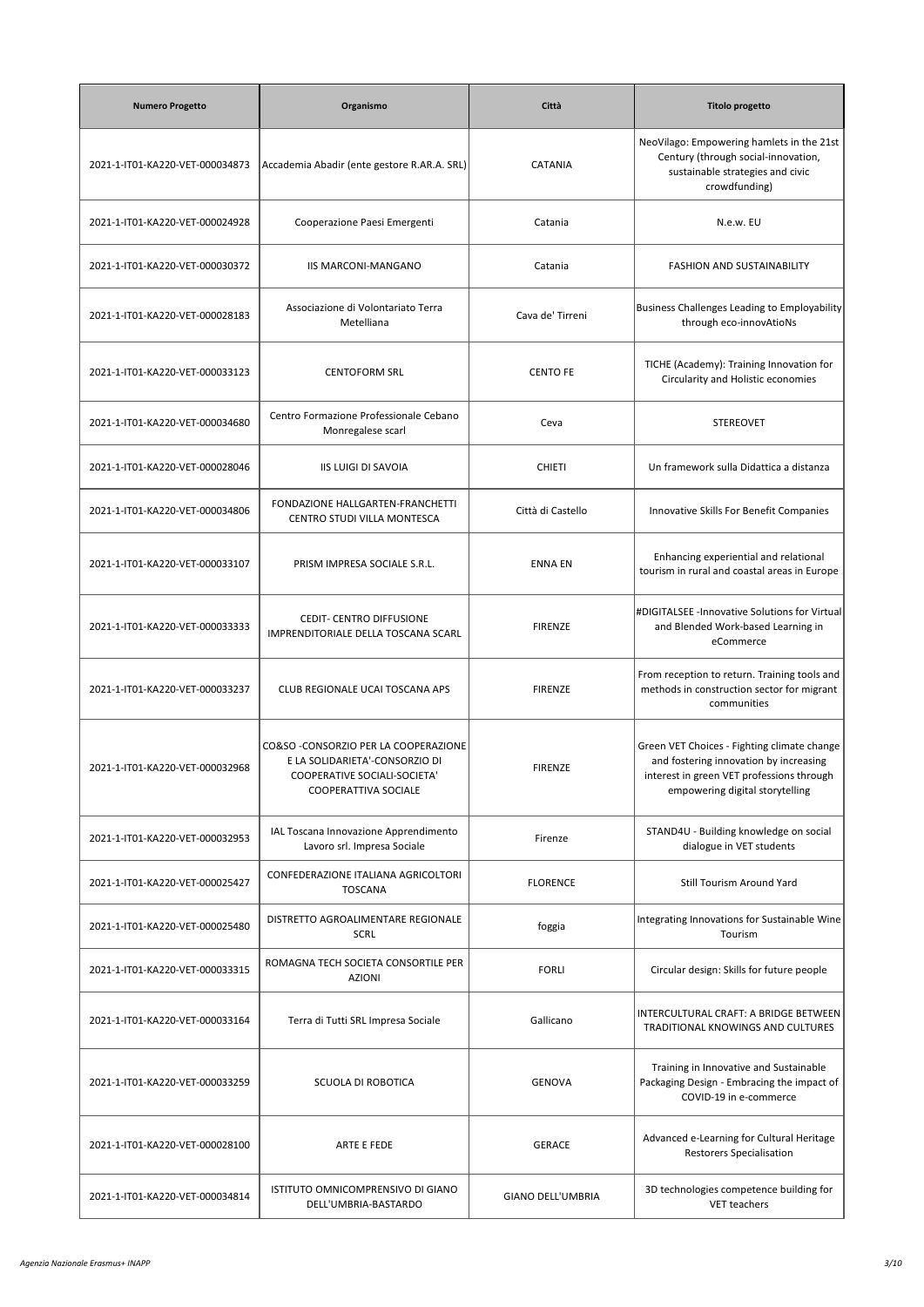| Numero Progetto | Organismo | Città | Titolo progetto |
| --- | --- | --- | --- |
| 2021-1-IT01-KA220-VET-000034873 | Accademia Abadir (ente gestore R.AR.A. SRL) | CATANIA | NeoVilago: Empowering hamlets in the 21st Century (through social-innovation, sustainable strategies and civic crowdfunding) |
| 2021-1-IT01-KA220-VET-000024928 | Cooperazione Paesi Emergenti | Catania | N.e.w. EU |
| 2021-1-IT01-KA220-VET-000030372 | IIS MARCONI-MANGANO | Catania | FASHION AND SUSTAINABILITY |
| 2021-1-IT01-KA220-VET-000028183 | Associazione di Volontariato Terra Metelliana | Cava de' Tirreni | Business Challenges Leading to Employability through eco-innovAtioNs |
| 2021-1-IT01-KA220-VET-000033123 | CENTOFORM SRL | CENTO FE | TICHE (Academy): Training Innovation for Circularity and Holistic economies |
| 2021-1-IT01-KA220-VET-000034680 | Centro Formazione Professionale Cebano Monregalese scarl | Ceva | STEREOVET |
| 2021-1-IT01-KA220-VET-000028046 | IIS LUIGI DI SAVOIA | CHIETI | Un framework sulla Didattica a distanza |
| 2021-1-IT01-KA220-VET-000034806 | FONDAZIONE HALLGARTEN-FRANCHETTI CENTRO STUDI VILLA MONTESCA | Città di Castello | Innovative Skills For Benefit Companies |
| 2021-1-IT01-KA220-VET-000033107 | PRISM IMPRESA SOCIALE S.R.L. | ENNA EN | Enhancing experiential and relational tourism in rural and coastal areas in Europe |
| 2021-1-IT01-KA220-VET-000033333 | CEDIT- CENTRO DIFFUSIONE IMPRENDITORIALE DELLA TOSCANA SCARL | FIRENZE | #DIGITALSEE -Innovative Solutions for Virtual and Blended Work-based Learning in eCommerce |
| 2021-1-IT01-KA220-VET-000033237 | CLUB REGIONALE UCAI TOSCANA APS | FIRENZE | From reception to return. Training tools and methods in construction sector for migrant communities |
| 2021-1-IT01-KA220-VET-000032968 | CO&SO -CONSORZIO PER LA COOPERAZIONE E LA SOLIDARIETA'-CONSORZIO DI COOPERATIVE SOCIALI-SOCIETA' COOPERATTIVA SOCIALE | FIRENZE | Green VET Choices - Fighting climate change and fostering innovation by increasing interest in green VET professions through empowering digital storytelling |
| 2021-1-IT01-KA220-VET-000032953 | IAL Toscana Innovazione Apprendimento Lavoro srl. Impresa Sociale | Firenze | STAND4U - Building knowledge on social dialogue in VET students |
| 2021-1-IT01-KA220-VET-000025427 | CONFEDERAZIONE ITALIANA AGRICOLTORI TOSCANA | FLORENCE | Still Tourism Around Yard |
| 2021-1-IT01-KA220-VET-000025480 | DISTRETTO AGROALIMENTARE REGIONALE SCRL | foggia | Integrating Innovations for Sustainable Wine Tourism |
| 2021-1-IT01-KA220-VET-000033315 | ROMAGNA TECH SOCIETA CONSORTILE PER AZIONI | FORLI | Circular design: Skills for future people |
| 2021-1-IT01-KA220-VET-000033164 | Terra di Tutti SRL Impresa Sociale | Gallicano | INTERCULTURAL CRAFT: A BRIDGE BETWEEN TRADITIONAL KNOWINGS AND CULTURES |
| 2021-1-IT01-KA220-VET-000033259 | SCUOLA DI ROBOTICA | GENOVA | Training in Innovative and Sustainable Packaging Design - Embracing the impact of COVID-19 in e-commerce |
| 2021-1-IT01-KA220-VET-000028100 | ARTE E FEDE | GERACE | Advanced e-Learning for Cultural Heritage Restorers Specialisation |
| 2021-1-IT01-KA220-VET-000034814 | ISTITUTO OMNICOMPRENSIVO DI GIANO DELL'UMBRIA-BASTARDO | GIANO DELL'UMBRIA | 3D technologies competence building for VET teachers |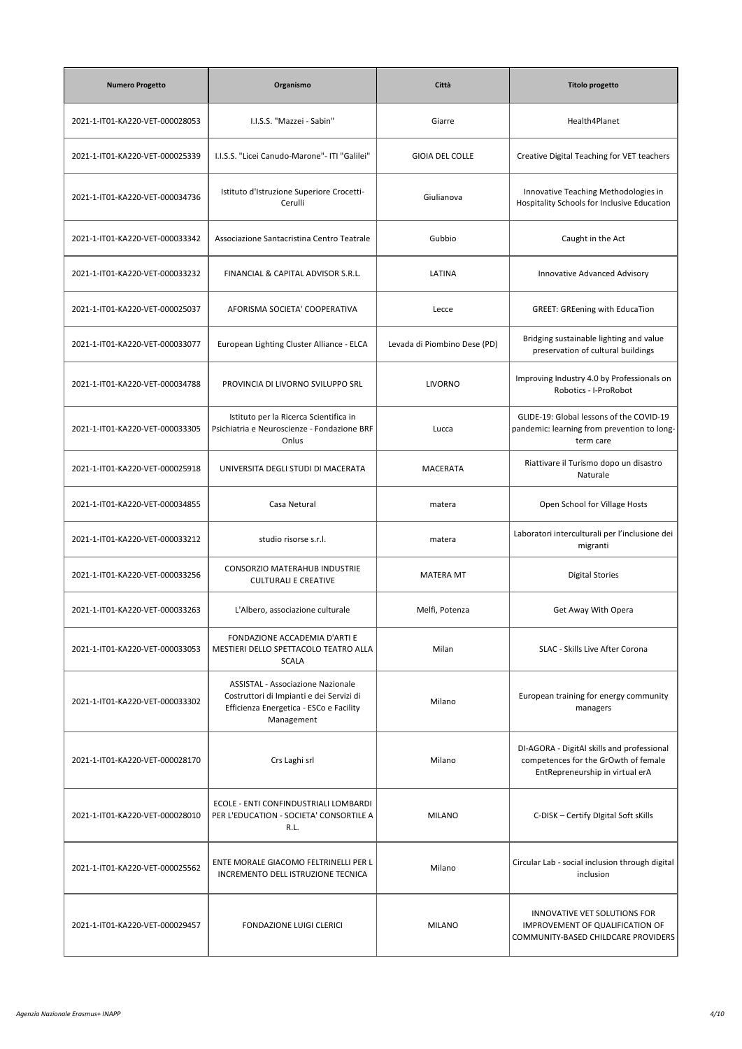| Numero Progetto | Organismo | Città | Titolo progetto |
|---|---|---|---|
| 2021-1-IT01-KA220-VET-000028053 | I.I.S.S. "Mazzei - Sabin" | Giarre | Health4Planet |
| 2021-1-IT01-KA220-VET-000025339 | I.I.S.S. "Licei Canudo-Marone"- ITI "Galilei" | GIOIA DEL COLLE | Creative Digital Teaching for VET teachers |
| 2021-1-IT01-KA220-VET-000034736 | Istituto d'Istruzione Superiore Crocetti-Cerulli | Giulianova | Innovative Teaching Methodologies in Hospitality Schools for Inclusive Education |
| 2021-1-IT01-KA220-VET-000033342 | Associazione Santacristina Centro Teatrale | Gubbio | Caught in the Act |
| 2021-1-IT01-KA220-VET-000033232 | FINANCIAL & CAPITAL ADVISOR S.R.L. | LATINA | Innovative Advanced Advisory |
| 2021-1-IT01-KA220-VET-000025037 | AFORISMA SOCIETA' COOPERATIVA | Lecce | GREET: GREening with EducaTion |
| 2021-1-IT01-KA220-VET-000033077 | European Lighting Cluster Alliance - ELCA | Levada di Piombino Dese (PD) | Bridging sustainable lighting and value preservation of cultural buildings |
| 2021-1-IT01-KA220-VET-000034788 | PROVINCIA DI LIVORNO SVILUPPO SRL | LIVORNO | Improving Industry 4.0 by Professionals on Robotics - I-ProRobot |
| 2021-1-IT01-KA220-VET-000033305 | Istituto per la Ricerca Scientifica in Psichiatria e Neuroscienze - Fondazione BRF Onlus | Lucca | GLIDE-19: Global lessons of the COVID-19 pandemic: learning from prevention to long-term care |
| 2021-1-IT01-KA220-VET-000025918 | UNIVERSITA DEGLI STUDI DI MACERATA | MACERATA | Riattivare il Turismo dopo un disastro Naturale |
| 2021-1-IT01-KA220-VET-000034855 | Casa Netural | matera | Open School for Village Hosts |
| 2021-1-IT01-KA220-VET-000033212 | studio risorse s.r.l. | matera | Laboratori interculturali per l'inclusione dei migranti |
| 2021-1-IT01-KA220-VET-000033256 | CONSORZIO MATERAHUB INDUSTRIE CULTURALI E CREATIVE | MATERA MT | Digital Stories |
| 2021-1-IT01-KA220-VET-000033263 | L'Albero, associazione culturale | Melfi, Potenza | Get Away With Opera |
| 2021-1-IT01-KA220-VET-000033053 | FONDAZIONE ACCADEMIA D'ARTI E MESTIERI DELLO SPETTACOLO TEATRO ALLA SCALA | Milan | SLAC - Skills Live After Corona |
| 2021-1-IT01-KA220-VET-000033302 | ASSISTAL - Associazione Nazionale Costruttori di Impianti e dei Servizi di Efficienza Energetica - ESCo e Facility Management | Milano | European training for energy community managers |
| 2021-1-IT01-KA220-VET-000028170 | Crs Laghi srl | Milano | DI-AGORA - DigitAl skills and professional competences for the GrOwth of female EntRepreneurship in virtual erA |
| 2021-1-IT01-KA220-VET-000028010 | ECOLE - ENTI CONFINDUSTRIALI LOMBARDI PER L'EDUCATION - SOCIETA' CONSORTILE A R.L. | MILANO | C-DISK – Certify DIgital Soft sKills |
| 2021-1-IT01-KA220-VET-000025562 | ENTE MORALE GIACOMO FELTRINELLI PER L INCREMENTO DELL ISTRUZIONE TECNICA | Milano | Circular Lab - social inclusion through digital inclusion |
| 2021-1-IT01-KA220-VET-000029457 | FONDAZIONE LUIGI CLERICI | MILANO | INNOVATIVE VET SOLUTIONS FOR IMPROVEMENT OF QUALIFICATION OF COMMUNITY-BASED CHILDCARE PROVIDERS |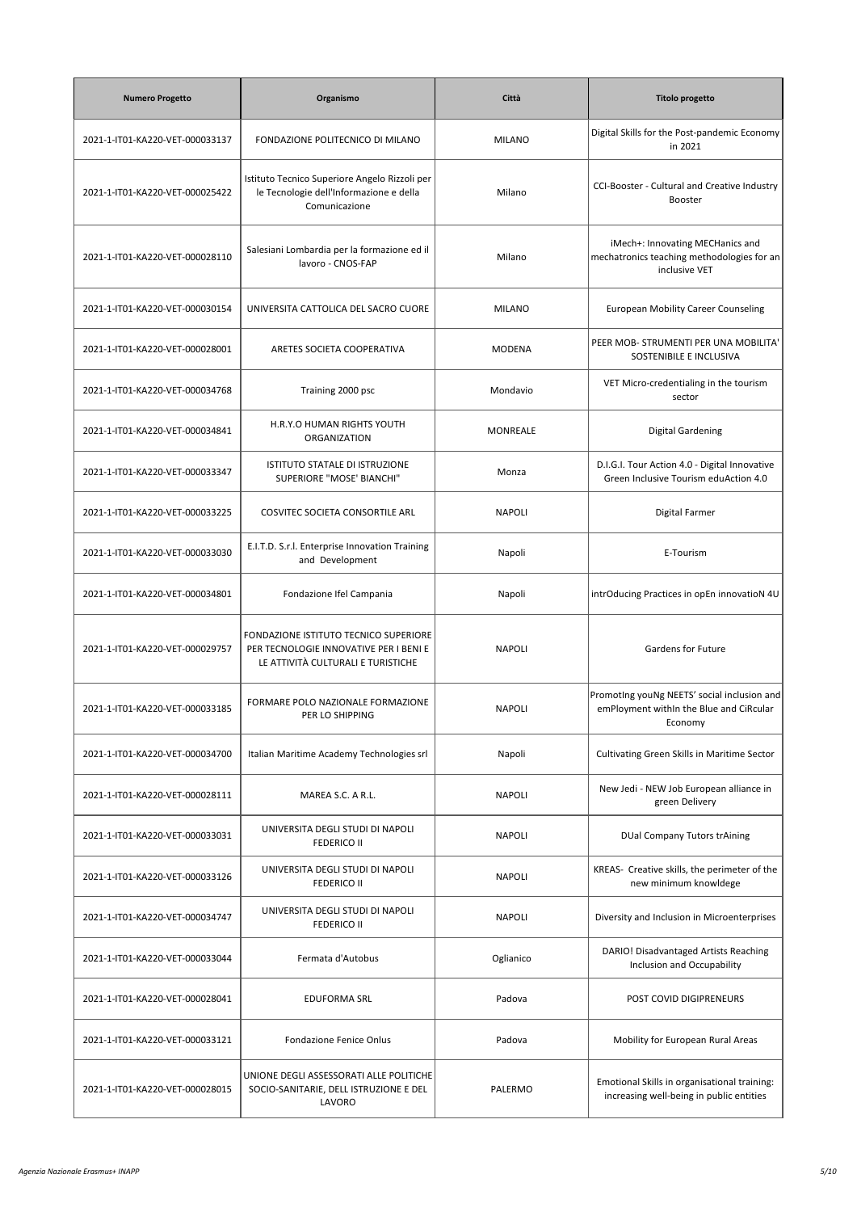| Numero Progetto | Organismo | Città | Titolo progetto |
| --- | --- | --- | --- |
| 2021-1-IT01-KA220-VET-000033137 | FONDAZIONE POLITECNICO DI MILANO | MILANO | Digital Skills for the Post-pandemic Economy in 2021 |
| 2021-1-IT01-KA220-VET-000025422 | Istituto Tecnico Superiore Angelo Rizzoli per le Tecnologie dell'Informazione e della Comunicazione | Milano | CCI-Booster - Cultural and Creative Industry Booster |
| 2021-1-IT01-KA220-VET-000028110 | Salesiani Lombardia per la formazione ed il lavoro - CNOS-FAP | Milano | iMech+: Innovating MECHanics and mechatronics teaching methodologies for an inclusive VET |
| 2021-1-IT01-KA220-VET-000030154 | UNIVERSITA CATTOLICA DEL SACRO CUORE | MILANO | European Mobility Career Counseling |
| 2021-1-IT01-KA220-VET-000028001 | ARETES SOCIETA COOPERATIVA | MODENA | PEER MOB- STRUMENTI PER UNA MOBILITA' SOSTENIBILE E INCLUSIVA |
| 2021-1-IT01-KA220-VET-000034768 | Training 2000 psc | Mondavio | VET Micro-credentialing in the tourism sector |
| 2021-1-IT01-KA220-VET-000034841 | H.R.Y.O HUMAN RIGHTS YOUTH ORGANIZATION | MONREALE | Digital Gardening |
| 2021-1-IT01-KA220-VET-000033347 | ISTITUTO STATALE DI ISTRUZIONE SUPERIORE "MOSE' BIANCHI" | Monza | D.I.G.I. Tour Action 4.0 - Digital Innovative Green Inclusive Tourism eduAction 4.0 |
| 2021-1-IT01-KA220-VET-000033225 | COSVITEC SOCIETA CONSORTILE ARL | NAPOLI | Digital Farmer |
| 2021-1-IT01-KA220-VET-000033030 | E.I.T.D. S.r.l. Enterprise Innovation Training and Development | Napoli | E-Tourism |
| 2021-1-IT01-KA220-VET-000034801 | Fondazione Ifel Campania | Napoli | intrOducing Practices in opEn innovatioN 4U |
| 2021-1-IT01-KA220-VET-000029757 | FONDAZIONE ISTITUTO TECNICO SUPERIORE PER TECNOLOGIE INNOVATIVE PER I BENI E LE ATTIVITÀ CULTURALI E TURISTICHE | NAPOLI | Gardens for Future |
| 2021-1-IT01-KA220-VET-000033185 | FORMARE POLO NAZIONALE FORMAZIONE PER LO SHIPPING | NAPOLI | PromotIng youNg NEETS' social inclusion and emPloyment withIn the Blue and CiRcular Economy |
| 2021-1-IT01-KA220-VET-000034700 | Italian Maritime Academy Technologies srl | Napoli | Cultivating Green Skills in Maritime Sector |
| 2021-1-IT01-KA220-VET-000028111 | MAREA S.C. A R.L. | NAPOLI | New Jedi - NEW Job European alliance in green Delivery |
| 2021-1-IT01-KA220-VET-000033031 | UNIVERSITA DEGLI STUDI DI NAPOLI FEDERICO II | NAPOLI | DUal Company Tutors trAining |
| 2021-1-IT01-KA220-VET-000033126 | UNIVERSITA DEGLI STUDI DI NAPOLI FEDERICO II | NAPOLI | KREAS- Creative skills, the perimeter of the new minimum knowldege |
| 2021-1-IT01-KA220-VET-000034747 | UNIVERSITA DEGLI STUDI DI NAPOLI FEDERICO II | NAPOLI | Diversity and Inclusion in Microenterprises |
| 2021-1-IT01-KA220-VET-000033044 | Fermata d'Autobus | Oglianico | DARIO! Disadvantaged Artists Reaching Inclusion and Occupability |
| 2021-1-IT01-KA220-VET-000028041 | EDUFORMA SRL | Padova | POST COVID DIGIPRENEURS |
| 2021-1-IT01-KA220-VET-000033121 | Fondazione Fenice Onlus | Padova | Mobility for European Rural Areas |
| 2021-1-IT01-KA220-VET-000028015 | UNIONE DEGLI ASSESSORATI ALLE POLITICHE SOCIO-SANITARIE, DELL ISTRUZIONE E DEL LAVORO | PALERMO | Emotional Skills in organisational training: increasing well-being in public entities |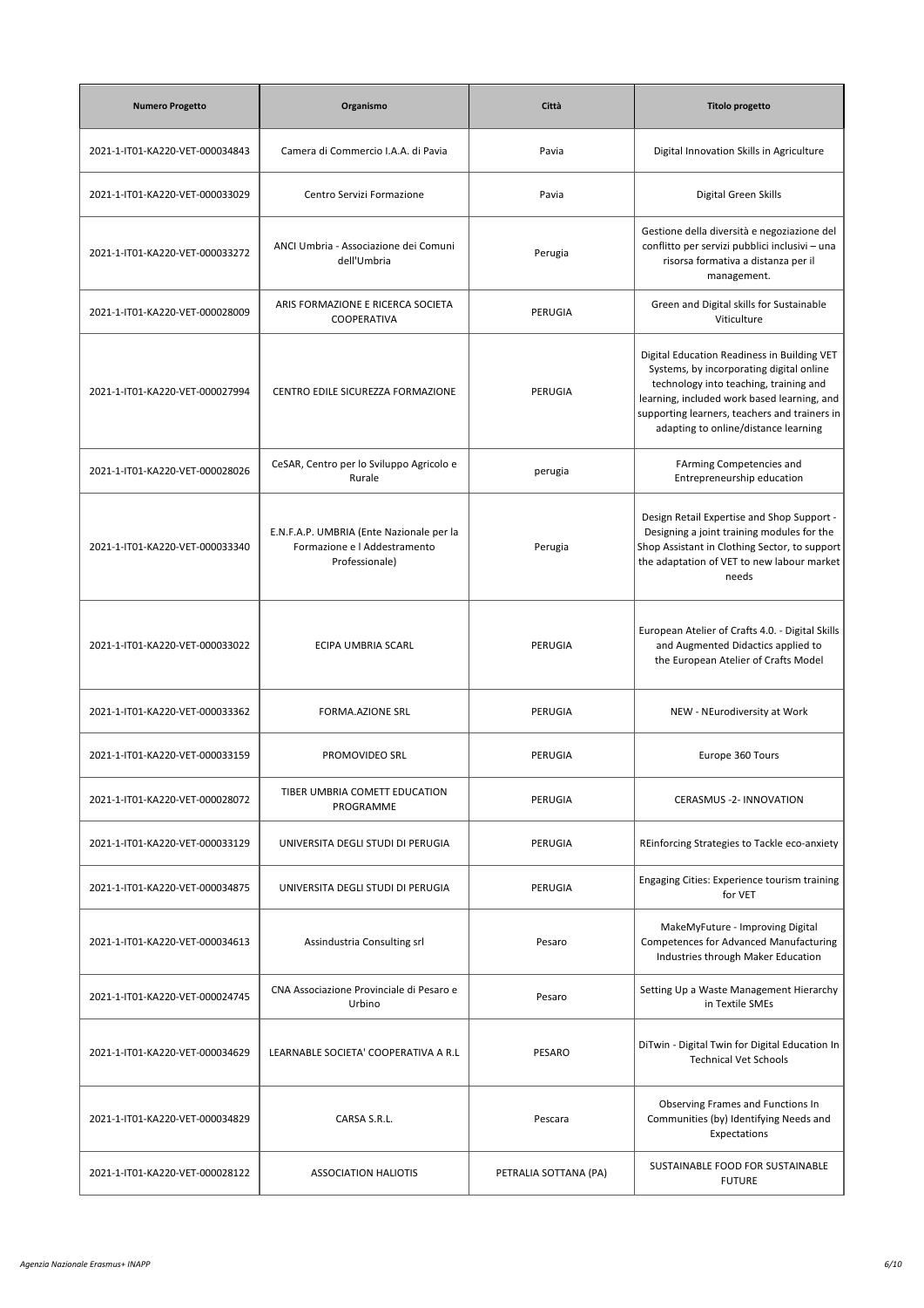| Numero Progetto | Organismo | Città | Titolo progetto |
|---|---|---|---|
| 2021-1-IT01-KA220-VET-000034843 | Camera di Commercio I.A.A. di Pavia | Pavia | Digital Innovation Skills in Agriculture |
| 2021-1-IT01-KA220-VET-000033029 | Centro Servizi Formazione | Pavia | Digital Green Skills |
| 2021-1-IT01-KA220-VET-000033272 | ANCI Umbria - Associazione dei Comuni dell'Umbria | Perugia | Gestione della diversità e negoziazione del conflitto per servizi pubblici inclusivi – una risorsa formativa a distanza per il management. |
| 2021-1-IT01-KA220-VET-000028009 | ARIS FORMAZIONE E RICERCA SOCIETA COOPERATIVA | PERUGIA | Green and Digital skills for Sustainable Viticulture |
| 2021-1-IT01-KA220-VET-000027994 | CENTRO EDILE SICUREZZA FORMAZIONE | PERUGIA | Digital Education Readiness in Building VET Systems, by incorporating digital online technology into teaching, training and learning, included work based learning, and supporting learners, teachers and trainers in adapting to online/distance learning |
| 2021-1-IT01-KA220-VET-000028026 | CeSAR, Centro per lo Sviluppo Agricolo e Rurale | perugia | FArming Competencies and Entrepreneurship education |
| 2021-1-IT01-KA220-VET-000033340 | E.N.F.A.P. UMBRIA (Ente Nazionale per la Formazione e l Addestramento Professionale) | Perugia | Design Retail Expertise and Shop Support - Designing a joint training modules for the Shop Assistant in Clothing Sector, to support the adaptation of VET to new labour market needs |
| 2021-1-IT01-KA220-VET-000033022 | ECIPA UMBRIA SCARL | PERUGIA | European Atelier of Crafts 4.0. - Digital Skills and Augmented Didactics applied to the European Atelier of Crafts Model |
| 2021-1-IT01-KA220-VET-000033362 | FORMA.AZIONE SRL | PERUGIA | NEW - NEurodiversity at Work |
| 2021-1-IT01-KA220-VET-000033159 | PROMOVIDEO SRL | PERUGIA | Europe 360 Tours |
| 2021-1-IT01-KA220-VET-000028072 | TIBER UMBRIA COMETT EDUCATION PROGRAMME | PERUGIA | CERASMUS -2- INNOVATION |
| 2021-1-IT01-KA220-VET-000033129 | UNIVERSITA DEGLI STUDI DI PERUGIA | PERUGIA | REinforcing Strategies to Tackle eco-anxiety |
| 2021-1-IT01-KA220-VET-000034875 | UNIVERSITA DEGLI STUDI DI PERUGIA | PERUGIA | Engaging Cities: Experience tourism training for VET |
| 2021-1-IT01-KA220-VET-000034613 | Assindustria Consulting srl | Pesaro | MakeMyFuture - Improving Digital Competences for Advanced Manufacturing Industries through Maker Education |
| 2021-1-IT01-KA220-VET-000024745 | CNA Associazione Provinciale di Pesaro e Urbino | Pesaro | Setting Up a Waste Management Hierarchy in Textile SMEs |
| 2021-1-IT01-KA220-VET-000034629 | LEARNABLE SOCIETA' COOPERATIVA A R.L | PESARO | DiTwin - Digital Twin for Digital Education In Technical Vet Schools |
| 2021-1-IT01-KA220-VET-000034829 | CARSA S.R.L. | Pescara | Observing Frames and Functions In Communities (by) Identifying Needs and Expectations |
| 2021-1-IT01-KA220-VET-000028122 | ASSOCIATION HALIOTIS | PETRALIA SOTTANA (PA) | SUSTAINABLE FOOD FOR SUSTAINABLE FUTURE |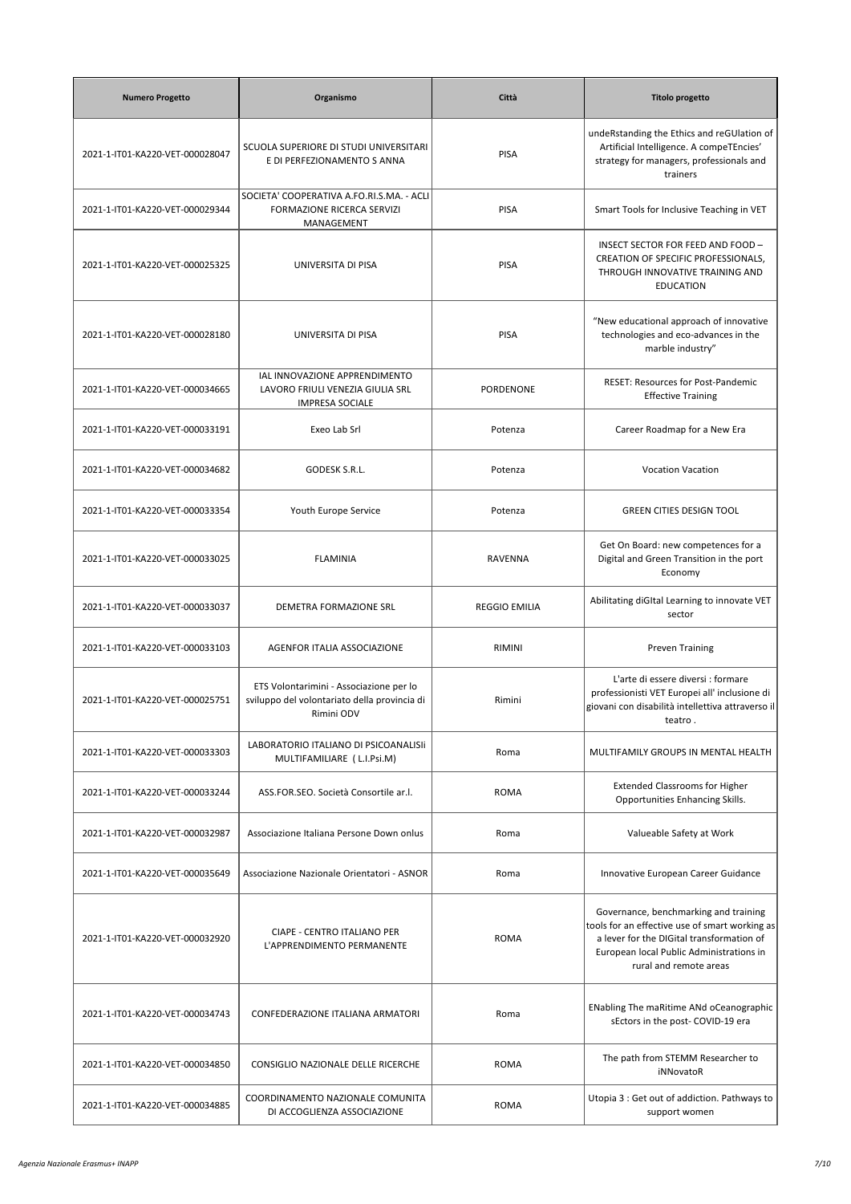| Numero Progetto | Organismo | Città | Titolo progetto |
| --- | --- | --- | --- |
| 2021-1-IT01-KA220-VET-000028047 | SCUOLA SUPERIORE DI STUDI UNIVERSITARI E DI PERFEZIONAMENTO S ANNA | PISA | undeRstanding the Ethics and reGUlation of Artificial Intelligence. A compeTEncies' strategy for managers, professionals and trainers |
| 2021-1-IT01-KA220-VET-000029344 | SOCIETA' COOPERATIVA A.FO.RI.S.MA. - ACLI FORMAZIONE RICERCA SERVIZI MANAGEMENT | PISA | Smart Tools for Inclusive Teaching in VET |
| 2021-1-IT01-KA220-VET-000025325 | UNIVERSITA DI PISA | PISA | INSECT SECTOR FOR FEED AND FOOD – CREATION OF SPECIFIC PROFESSIONALS, THROUGH INNOVATIVE TRAINING AND EDUCATION |
| 2021-1-IT01-KA220-VET-000028180 | UNIVERSITA DI PISA | PISA | "New educational approach of innovative technologies and eco-advances in the marble industry" |
| 2021-1-IT01-KA220-VET-000034665 | IAL INNOVAZIONE APPRENDIMENTO LAVORO FRIULI VENEZIA GIULIA SRL IMPRESA SOCIALE | PORDENONE | RESET: Resources for Post-Pandemic Effective Training |
| 2021-1-IT01-KA220-VET-000033191 | Exeo Lab Srl | Potenza | Career Roadmap for a New Era |
| 2021-1-IT01-KA220-VET-000034682 | GODESK S.R.L. | Potenza | Vocation Vacation |
| 2021-1-IT01-KA220-VET-000033354 | Youth Europe Service | Potenza | GREEN CITIES DESIGN TOOL |
| 2021-1-IT01-KA220-VET-000033025 | FLAMINIA | RAVENNA | Get On Board: new competences for a Digital and Green Transition in the port Economy |
| 2021-1-IT01-KA220-VET-000033037 | DEMETRA FORMAZIONE SRL | REGGIO EMILIA | Abilitating diGItal Learning to innovate VET sector |
| 2021-1-IT01-KA220-VET-000033103 | AGENFOR ITALIA ASSOCIAZIONE | RIMINI | Preven Training |
| 2021-1-IT01-KA220-VET-000025751 | ETS Volontarimini - Associazione per lo sviluppo del volontariato della provincia di Rimini ODV | Rimini | L'arte di essere diversi : formare professionisti VET Europei all' inclusione di giovani con disabilità intellettiva attraverso il teatro . |
| 2021-1-IT01-KA220-VET-000033303 | LABORATORIO ITALIANO DI PSICOANALISIi MULTIFAMILIARE ( L.I.Psi.M) | Roma | MULTIFAMILY GROUPS IN MENTAL HEALTH |
| 2021-1-IT01-KA220-VET-000033244 | ASS.FOR.SEO. Società Consortile ar.l. | ROMA | Extended Classrooms for Higher Opportunities Enhancing Skills. |
| 2021-1-IT01-KA220-VET-000032987 | Associazione Italiana Persone Down onlus | Roma | Valueable Safety at Work |
| 2021-1-IT01-KA220-VET-000035649 | Associazione Nazionale Orientatori - ASNOR | Roma | Innovative European Career Guidance |
| 2021-1-IT01-KA220-VET-000032920 | CIAPE - CENTRO ITALIANO PER L'APPRENDIMENTO PERMANENTE | ROMA | Governance, benchmarking and training tools for an effective use of smart working as a lever for the DIGital transformation of European local Public Administrations in rural and remote areas |
| 2021-1-IT01-KA220-VET-000034743 | CONFEDERAZIONE ITALIANA ARMATORI | Roma | ENabling The maRitime ANd oCeanographic sEctors in the post- COVID-19 era |
| 2021-1-IT01-KA220-VET-000034850 | CONSIGLIO NAZIONALE DELLE RICERCHE | ROMA | The path from STEMM Researcher to iNNovatoR |
| 2021-1-IT01-KA220-VET-000034885 | COORDINAMENTO NAZIONALE COMUNITA DI ACCOGLIENZA ASSOCIAZIONE | ROMA | Utopia 3 : Get out of addiction. Pathways to support women |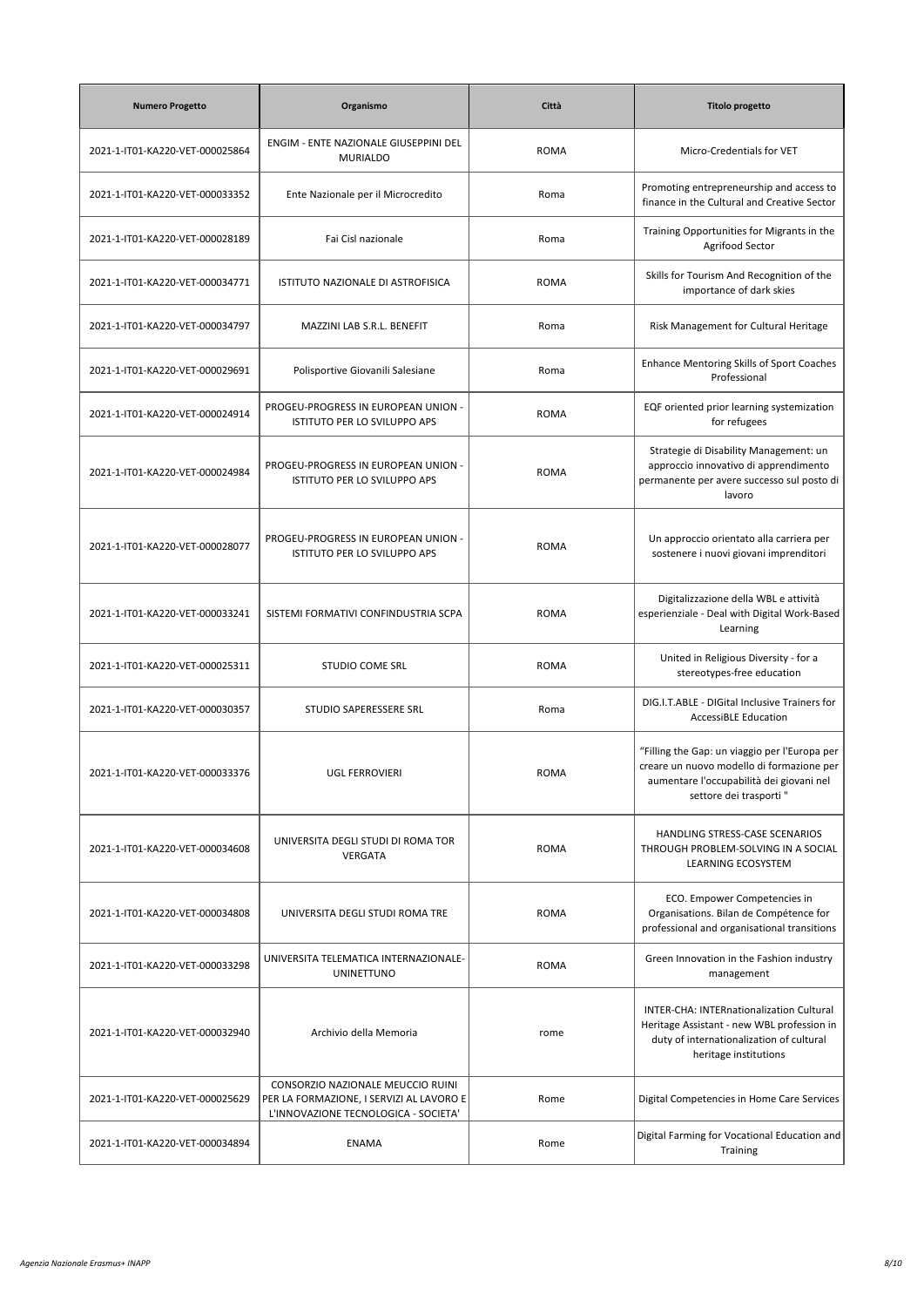| Numero Progetto | Organismo | Città | Titolo progetto |
|---|---|---|---|
| 2021-1-IT01-KA220-VET-000025864 | ENGIM - ENTE NAZIONALE GIUSEPPINI DEL MURIALDO | ROMA | Micro-Credentials for VET |
| 2021-1-IT01-KA220-VET-000033352 | Ente Nazionale per il Microcredito | Roma | Promoting entrepreneurship and access to finance in the Cultural and Creative Sector |
| 2021-1-IT01-KA220-VET-000028189 | Fai Cisl nazionale | Roma | Training Opportunities for Migrants in the Agrifood Sector |
| 2021-1-IT01-KA220-VET-000034771 | ISTITUTO NAZIONALE DI ASTROFISICA | ROMA | Skills for Tourism And Recognition of the importance of dark skies |
| 2021-1-IT01-KA220-VET-000034797 | MAZZINI LAB S.R.L. BENEFIT | Roma | Risk Management for Cultural Heritage |
| 2021-1-IT01-KA220-VET-000029691 | Polisportive Giovanili Salesiane | Roma | Enhance Mentoring Skills of Sport Coaches Professional |
| 2021-1-IT01-KA220-VET-000024914 | PROGEU-PROGRESS IN EUROPEAN UNION - ISTITUTO PER LO SVILUPPO APS | ROMA | EQF oriented prior learning systemization for refugees |
| 2021-1-IT01-KA220-VET-000024984 | PROGEU-PROGRESS IN EUROPEAN UNION - ISTITUTO PER LO SVILUPPO APS | ROMA | Strategie di Disability Management: un approccio innovativo di apprendimento permanente per avere successo sul posto di lavoro |
| 2021-1-IT01-KA220-VET-000028077 | PROGEU-PROGRESS IN EUROPEAN UNION - ISTITUTO PER LO SVILUPPO APS | ROMA | Un approccio orientato alla carriera per sostenere i nuovi giovani imprenditori |
| 2021-1-IT01-KA220-VET-000033241 | SISTEMI FORMATIVI CONFINDUSTRIA SCPA | ROMA | Digitalizzazione della WBL e attività esperienziale - Deal with Digital Work-Based Learning |
| 2021-1-IT01-KA220-VET-000025311 | STUDIO COME SRL | ROMA | United in Religious Diversity - for a stereotypes-free education |
| 2021-1-IT01-KA220-VET-000030357 | STUDIO SAPERESSERE SRL | Roma | DIG.I.T.ABLE - DIGital Inclusive Trainers for AccessiBLE Education |
| 2021-1-IT01-KA220-VET-000033376 | UGL FERROVIERI | ROMA | "Filling the Gap: un viaggio per l'Europa per creare un nuovo modello di formazione per aumentare l'occupabilità dei giovani nel settore dei trasporti " |
| 2021-1-IT01-KA220-VET-000034608 | UNIVERSITA DEGLI STUDI DI ROMA TOR VERGATA | ROMA | HANDLING STRESS-CASE SCENARIOS THROUGH PROBLEM-SOLVING IN A SOCIAL LEARNING ECOSYSTEM |
| 2021-1-IT01-KA220-VET-000034808 | UNIVERSITA DEGLI STUDI ROMA TRE | ROMA | ECO. Empower Competencies in Organisations. Bilan de Compétence for professional and organisational transitions |
| 2021-1-IT01-KA220-VET-000033298 | UNIVERSITA TELEMATICA INTERNAZIONALE-UNINETTUNO | ROMA | Green Innovation in the Fashion industry management |
| 2021-1-IT01-KA220-VET-000032940 | Archivio della Memoria | rome | INTER-CHA: INTERnationalization Cultural Heritage Assistant - new WBL profession in duty of internationalization of cultural heritage institutions |
| 2021-1-IT01-KA220-VET-000025629 | CONSORZIO NAZIONALE MEUCCIO RUINI PER LA FORMAZIONE, I SERVIZI AL LAVORO E L'INNOVAZIONE TECNOLOGICA - SOCIETA' | Rome | Digital Competencies in Home Care Services |
| 2021-1-IT01-KA220-VET-000034894 | ENAMA | Rome | Digital Farming for Vocational Education and Training |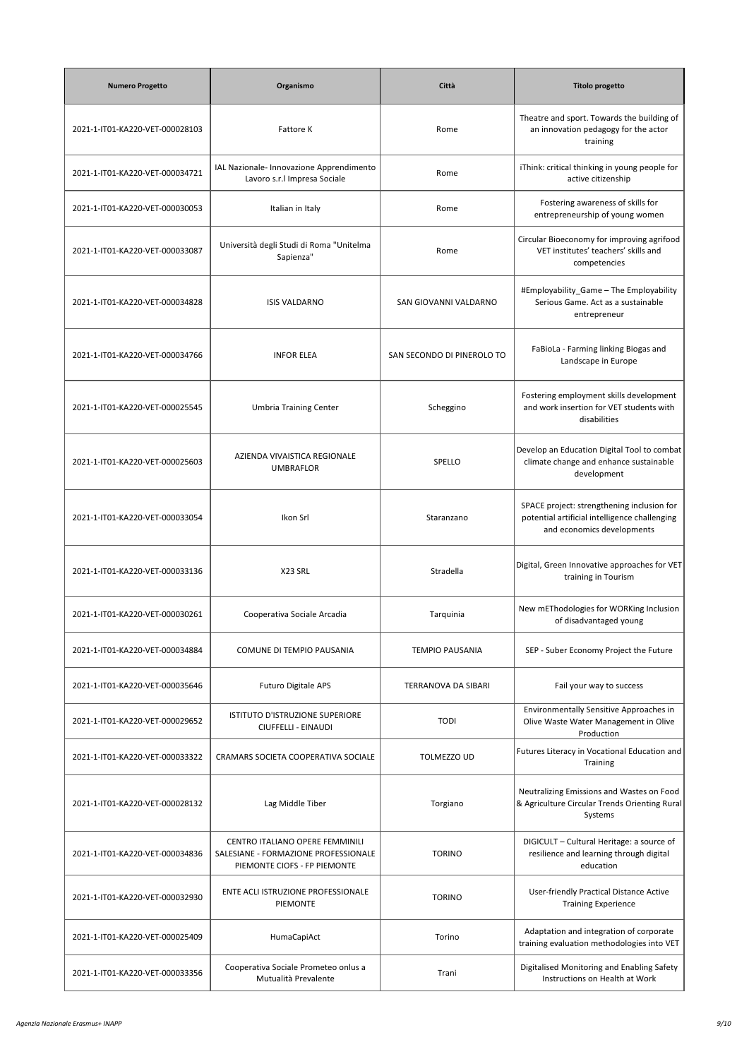| Numero Progetto | Organismo | Città | Titolo progetto |
|---|---|---|---|
| 2021-1-IT01-KA220-VET-000028103 | Fattore K | Rome | Theatre and sport. Towards the building of an innovation pedagogy for the actor training |
| 2021-1-IT01-KA220-VET-000034721 | IAL Nazionale- Innovazione Apprendimento Lavoro s.r.l Impresa Sociale | Rome | iThink: critical thinking in young people for active citizenship |
| 2021-1-IT01-KA220-VET-000030053 | Italian in Italy | Rome | Fostering awareness of skills for entrepreneurship of young women |
| 2021-1-IT01-KA220-VET-000033087 | Università degli Studi di Roma "Unitelma Sapienza" | Rome | Circular Bioeconomy for improving agrifood VET institutes' teachers' skills and competencies |
| 2021-1-IT01-KA220-VET-000034828 | ISIS VALDARNO | SAN GIOVANNI VALDARNO | #Employability_Game – The Employability Serious Game. Act as a sustainable entrepreneur |
| 2021-1-IT01-KA220-VET-000034766 | INFOR ELEA | SAN SECONDO DI PINEROLO TO | FaBioLa - Farming linking Biogas and Landscape in Europe |
| 2021-1-IT01-KA220-VET-000025545 | Umbria Training Center | Scheggino | Fostering employment skills development and work insertion for VET students with disabilities |
| 2021-1-IT01-KA220-VET-000025603 | AZIENDA VIVAISTICA REGIONALE UMBRAFLOR | SPELLO | Develop an Education Digital Tool to combat climate change and enhance sustainable development |
| 2021-1-IT01-KA220-VET-000033054 | Ikon Srl | Staranzano | SPACE project: strengthening inclusion for potential artificial intelligence challenging and economics developments |
| 2021-1-IT01-KA220-VET-000033136 | X23 SRL | Stradella | Digital, Green Innovative approaches for VET training in Tourism |
| 2021-1-IT01-KA220-VET-000030261 | Cooperativa Sociale Arcadia | Tarquinia | New mEThodologies for WORKing Inclusion of disadvantaged young |
| 2021-1-IT01-KA220-VET-000034884 | COMUNE DI TEMPIO PAUSANIA | TEMPIO PAUSANIA | SEP - Suber Economy Project the Future |
| 2021-1-IT01-KA220-VET-000035646 | Futuro Digitale APS | TERRANOVA DA SIBARI | Fail your way to success |
| 2021-1-IT01-KA220-VET-000029652 | ISTITUTO D'ISTRUZIONE SUPERIORE CIUFFELLI - EINAUDI | TODI | Environmentally Sensitive Approaches in Olive Waste Water Management in Olive Production |
| 2021-1-IT01-KA220-VET-000033322 | CRAMARS SOCIETA COOPERATIVA SOCIALE | TOLMEZZO UD | Futures Literacy in Vocational Education and Training |
| 2021-1-IT01-KA220-VET-000028132 | Lag Middle Tiber | Torgiano | Neutralizing Emissions and Wastes on Food & Agriculture Circular Trends Orienting Rural Systems |
| 2021-1-IT01-KA220-VET-000034836 | CENTRO ITALIANO OPERE FEMMINILI SALESIANE - FORMAZIONE PROFESSIONALE PIEMONTE CIOFS - FP PIEMONTE | TORINO | DIGICULT – Cultural Heritage: a source of resilience and learning through digital education |
| 2021-1-IT01-KA220-VET-000032930 | ENTE ACLI ISTRUZIONE PROFESSIONALE PIEMONTE | TORINO | User-friendly Practical Distance Active Training Experience |
| 2021-1-IT01-KA220-VET-000025409 | HumaCapiAct | Torino | Adaptation and integration of corporate training evaluation methodologies into VET |
| 2021-1-IT01-KA220-VET-000033356 | Cooperativa Sociale Prometeo onlus a Mutualità Prevalente | Trani | Digitalised Monitoring and Enabling Safety Instructions on Health at Work |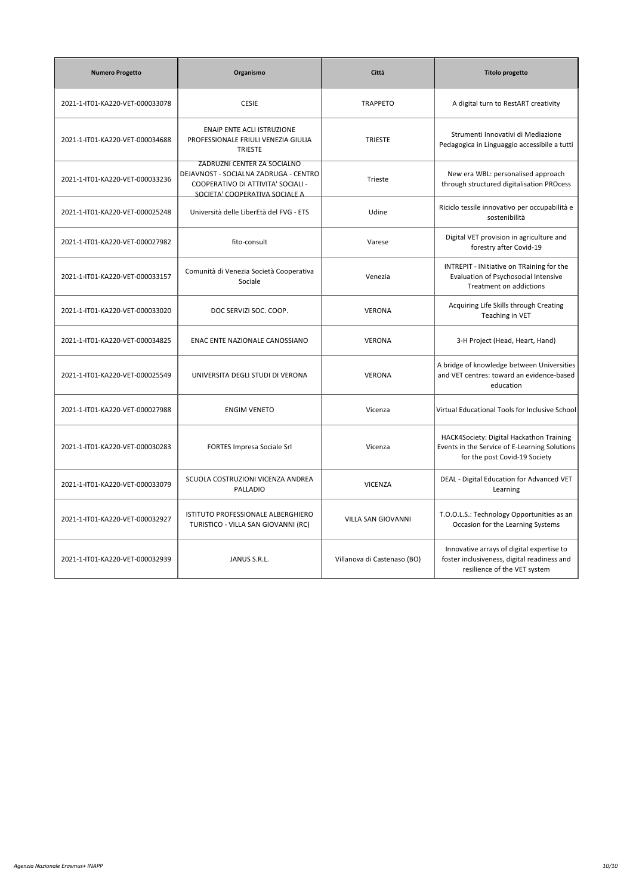| Numero Progetto | Organismo | Città | Titolo progetto |
|---|---|---|---|
| 2021-1-IT01-KA220-VET-000033078 | CESIE | TRAPPETO | A digital turn to RestART creativity |
| 2021-1-IT01-KA220-VET-000034688 | ENAIP ENTE ACLI ISTRUZIONE PROFESSIONALE FRIULI VENEZIA GIULIA TRIESTE | TRIESTE | Strumenti Innovativi di Mediazione Pedagogica in Linguaggio accessibile a tutti |
| 2021-1-IT01-KA220-VET-000033236 | ZADRUZNI CENTER ZA SOCIALNO DEJAVNOST - SOCIALNA ZADRUGA - CENTRO COOPERATIVO DI ATTIVITA' SOCIALI - SOCIETA' COOPERATIVA SOCIALE A | Trieste | New era WBL: personalised approach through structured digitalisation PROcess |
| 2021-1-IT01-KA220-VET-000025248 | Università delle LiberEtà del FVG - ETS | Udine | Riciclo tessile innovativo per occupabilità e sostenibilità |
| 2021-1-IT01-KA220-VET-000027982 | fito-consult | Varese | Digital VET provision in agriculture and forestry after Covid-19 |
| 2021-1-IT01-KA220-VET-000033157 | Comunità di Venezia Società Cooperativa Sociale | Venezia | INTREPIT - INitiative on TRaining for the Evaluation of Psychosocial Intensive Treatment on addictions |
| 2021-1-IT01-KA220-VET-000033020 | DOC SERVIZI SOC. COOP. | VERONA | Acquiring Life Skills through Creating Teaching in VET |
| 2021-1-IT01-KA220-VET-000034825 | ENAC ENTE NAZIONALE CANOSSIANO | VERONA | 3-H Project (Head, Heart, Hand) |
| 2021-1-IT01-KA220-VET-000025549 | UNIVERSITA DEGLI STUDI DI VERONA | VERONA | A bridge of knowledge between Universities and VET centres: toward an evidence-based education |
| 2021-1-IT01-KA220-VET-000027988 | ENGIM VENETO | Vicenza | Virtual Educational Tools for Inclusive School |
| 2021-1-IT01-KA220-VET-000030283 | FORTES Impresa Sociale Srl | Vicenza | HACK4Society: Digital Hackathon Training Events in the Service of E-Learning Solutions for the post Covid-19 Society |
| 2021-1-IT01-KA220-VET-000033079 | SCUOLA COSTRUZIONI VICENZA ANDREA PALLADIO | VICENZA | DEAL - Digital Education for Advanced VET Learning |
| 2021-1-IT01-KA220-VET-000032927 | ISTITUTO PROFESSIONALE ALBERGHIERO TURISTICO - VILLA SAN GIOVANNI (RC) | VILLA SAN GIOVANNI | T.O.O.L.S.: Technology Opportunities as an Occasion for the Learning Systems |
| 2021-1-IT01-KA220-VET-000032939 | JANUS S.R.L. | Villanova di Castenaso (BO) | Innovative arrays of digital expertise to foster inclusiveness, digital readiness and resilience of the VET system |